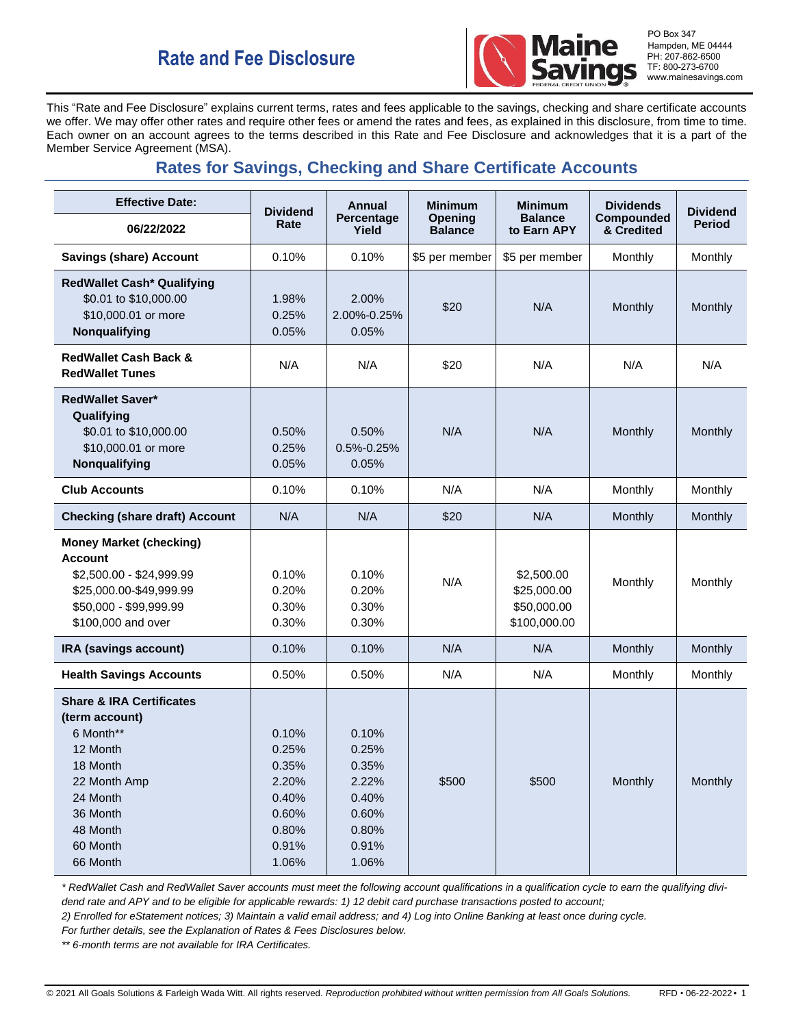# Rate and Fee Disclosure

PO Box 347
Hampden, ME 04444
PH: 207-862-6500
TF: 800-273-6700
www.mainesavings.com

This "Rate and Fee Disclosure" explains current terms, rates and fees applicable to the savings, checking and share certificate accounts we offer. We may offer other rates and require other fees or amend the rates and fees, as explained in this disclosure, from time to time. Each owner on an account agrees to the terms described in this Rate and Fee Disclosure and acknowledges that it is a part of the Member Service Agreement (MSA).

## Rates for Savings, Checking and Share Certificate Accounts

| Effective Date: 06/22/2022 | Dividend Rate | Annual Percentage Yield | Minimum Opening Balance | Minimum Balance to Earn APY | Dividends Compounded & Credited | Dividend Period |
|---|---|---|---|---|---|---|
| **Savings (share) Account** | 0.10% | 0.10% | $5 per member | $5 per member | Monthly | Monthly |
| **RedWallet Cash* Qualifying**<br>$0.01 to $10,000.00<br>$10,000.01 or more<br>**Nonqualifying** | <br>1.98%<br>0.25%<br>0.05% | <br>2.00%<br>2.00%-0.25%<br>0.05% | $20 | N/A | Monthly | Monthly |
| **RedWallet Cash Back & RedWallet Tunes** | N/A | N/A | $20 | N/A | N/A | N/A |
| **RedWallet Saver*<br>Qualifying**<br>$0.01 to $10,000.00<br>$10,000.01 or more<br>**Nonqualifying** | <br><br>0.50%<br>0.25%<br>0.05% | <br><br>0.50%<br>0.5%-0.25%<br>0.05% | N/A | N/A | Monthly | Monthly |
| **Club Accounts** | 0.10% | 0.10% | N/A | N/A | Monthly | Monthly |
| **Checking (share draft) Account** | N/A | N/A | $20 | N/A | Monthly | Monthly |
| **Money Market (checking) Account**<br>$2,500.00 - $24,999.99<br>$25,000.00-$49,999.99<br>$50,000 - $99,999.99<br>$100,000 and over | <br>0.10%<br>0.20%<br>0.30%<br>0.30% | <br>0.10%<br>0.20%<br>0.30%<br>0.30% | N/A | <br>$2,500.00<br>$25,000.00<br>$50,000.00<br>$100,000.00 | Monthly | Monthly |
| **IRA (savings account)** | 0.10% | 0.10% | N/A | N/A | Monthly | Monthly |
| **Health Savings Accounts** | 0.50% | 0.50% | N/A | N/A | Monthly | Monthly |
| **Share & IRA Certificates (term account)**<br>6 Month**<br>12 Month<br>18 Month<br>22 Month Amp<br>24 Month<br>36 Month<br>48 Month<br>60 Month<br>66 Month | <br>0.10%<br>0.25%<br>0.35%<br>2.20%<br>0.40%<br>0.60%<br>0.80%<br>0.91%<br>1.06% | <br>0.10%<br>0.25%<br>0.35%<br>2.22%<br>0.40%<br>0.60%<br>0.80%<br>0.91%<br>1.06% | $500 | $500 | Monthly | Monthly |

*\* RedWallet Cash and RedWallet Saver accounts must meet the following account qualifications in a qualification cycle to earn the qualifying dividend rate and APY and to be eligible for applicable rewards: 1) 12 debit card purchase transactions posted to account; 2) Enrolled for eStatement notices; 3) Maintain a valid email address; and 4) Log into Online Banking at least once during cycle. For further details, see the Explanation of Rates & Fees Disclosures below.*

*\*\* 6-month terms are not available for IRA Certificates.*

© 2021 All Goals Solutions & Farleigh Wada Witt. All rights reserved. *Reproduction prohibited without written permission from All Goals Solutions.* RFD • 06-22-2022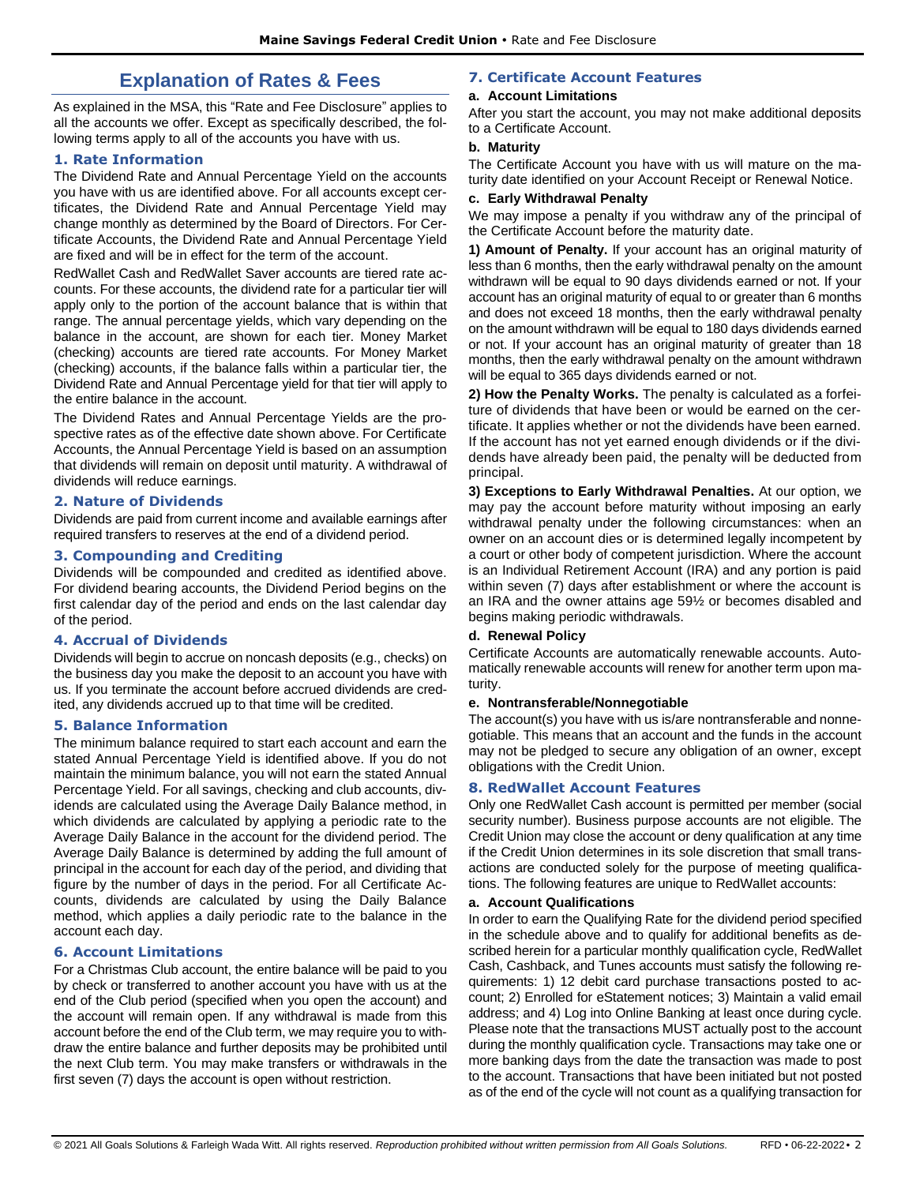# Explanation of Rates & Fees

As explained in the MSA, this "Rate and Fee Disclosure" applies to all the accounts we offer. Except as specifically described, the following terms apply to all of the accounts you have with us.

## 1. Rate Information

The Dividend Rate and Annual Percentage Yield on the accounts you have with us are identified above. For all accounts except certificates, the Dividend Rate and Annual Percentage Yield may change monthly as determined by the Board of Directors. For Certificate Accounts, the Dividend Rate and Annual Percentage Yield are fixed and will be in effect for the term of the account.

RedWallet Cash and RedWallet Saver accounts are tiered rate accounts. For these accounts, the dividend rate for a particular tier will apply only to the portion of the account balance that is within that range. The annual percentage yields, which vary depending on the balance in the account, are shown for each tier. Money Market (checking) accounts are tiered rate accounts. For Money Market (checking) accounts, if the balance falls within a particular tier, the Dividend Rate and Annual Percentage yield for that tier will apply to the entire balance in the account.

The Dividend Rates and Annual Percentage Yields are the prospective rates as of the effective date shown above. For Certificate Accounts, the Annual Percentage Yield is based on an assumption that dividends will remain on deposit until maturity. A withdrawal of dividends will reduce earnings.

## 2. Nature of Dividends

Dividends are paid from current income and available earnings after required transfers to reserves at the end of a dividend period.

## 3. Compounding and Crediting

Dividends will be compounded and credited as identified above. For dividend bearing accounts, the Dividend Period begins on the first calendar day of the period and ends on the last calendar day of the period.

## 4. Accrual of Dividends

Dividends will begin to accrue on noncash deposits (e.g., checks) on the business day you make the deposit to an account you have with us. If you terminate the account before accrued dividends are credited, any dividends accrued up to that time will be credited.

## 5. Balance Information

The minimum balance required to start each account and earn the stated Annual Percentage Yield is identified above. If you do not maintain the minimum balance, you will not earn the stated Annual Percentage Yield. For all savings, checking and club accounts, dividends are calculated using the Average Daily Balance method, in which dividends are calculated by applying a periodic rate to the Average Daily Balance in the account for the dividend period. The Average Daily Balance is determined by adding the full amount of principal in the account for each day of the period, and dividing that figure by the number of days in the period. For all Certificate Accounts, dividends are calculated by using the Daily Balance method, which applies a daily periodic rate to the balance in the account each day.

## 6. Account Limitations

For a Christmas Club account, the entire balance will be paid to you by check or transferred to another account you have with us at the end of the Club period (specified when you open the account) and the account will remain open. If any withdrawal is made from this account before the end of the Club term, we may require you to withdraw the entire balance and further deposits may be prohibited until the next Club term. You may make transfers or withdrawals in the first seven (7) days the account is open without restriction.

## 7. Certificate Account Features

### a. Account Limitations

After you start the account, you may not make additional deposits to a Certificate Account.

### b. Maturity

The Certificate Account you have with us will mature on the maturity date identified on your Account Receipt or Renewal Notice.

### c. Early Withdrawal Penalty

We may impose a penalty if you withdraw any of the principal of the Certificate Account before the maturity date.

**1) Amount of Penalty.** If your account has an original maturity of less than 6 months, then the early withdrawal penalty on the amount withdrawn will be equal to 90 days dividends earned or not. If your account has an original maturity of equal to or greater than 6 months and does not exceed 18 months, then the early withdrawal penalty on the amount withdrawn will be equal to 180 days dividends earned or not. If your account has an original maturity of greater than 18 months, then the early withdrawal penalty on the amount withdrawn will be equal to 365 days dividends earned or not.

**2) How the Penalty Works.** The penalty is calculated as a forfeiture of dividends that have been or would be earned on the certificate. It applies whether or not the dividends have been earned. If the account has not yet earned enough dividends or if the dividends have already been paid, the penalty will be deducted from principal.

**3) Exceptions to Early Withdrawal Penalties.** At our option, we may pay the account before maturity without imposing an early withdrawal penalty under the following circumstances: when an owner on an account dies or is determined legally incompetent by a court or other body of competent jurisdiction. Where the account is an Individual Retirement Account (IRA) and any portion is paid within seven (7) days after establishment or where the account is an IRA and the owner attains age 59½ or becomes disabled and begins making periodic withdrawals.

### d. Renewal Policy

Certificate Accounts are automatically renewable accounts. Automatically renewable accounts will renew for another term upon maturity.

### e. Nontransferable/Nonnegotiable

The account(s) you have with us is/are nontransferable and nonnegotiable. This means that an account and the funds in the account may not be pledged to secure any obligation of an owner, except obligations with the Credit Union.

## 8. RedWallet Account Features

Only one RedWallet Cash account is permitted per member (social security number). Business purpose accounts are not eligible. The Credit Union may close the account or deny qualification at any time if the Credit Union determines in its sole discretion that small transactions are conducted solely for the purpose of meeting qualifications. The following features are unique to RedWallet accounts:

### a. Account Qualifications

In order to earn the Qualifying Rate for the dividend period specified in the schedule above and to qualify for additional benefits as described herein for a particular monthly qualification cycle, RedWallet Cash, Cashback, and Tunes accounts must satisfy the following requirements: 1) 12 debit card purchase transactions posted to account; 2) Enrolled for eStatement notices; 3) Maintain a valid email address; and 4) Log into Online Banking at least once during cycle. Please note that the transactions MUST actually post to the account during the monthly qualification cycle. Transactions may take one or more banking days from the date the transaction was made to post to the account. Transactions that have been initiated but not posted as of the end of the cycle will not count as a qualifying transaction for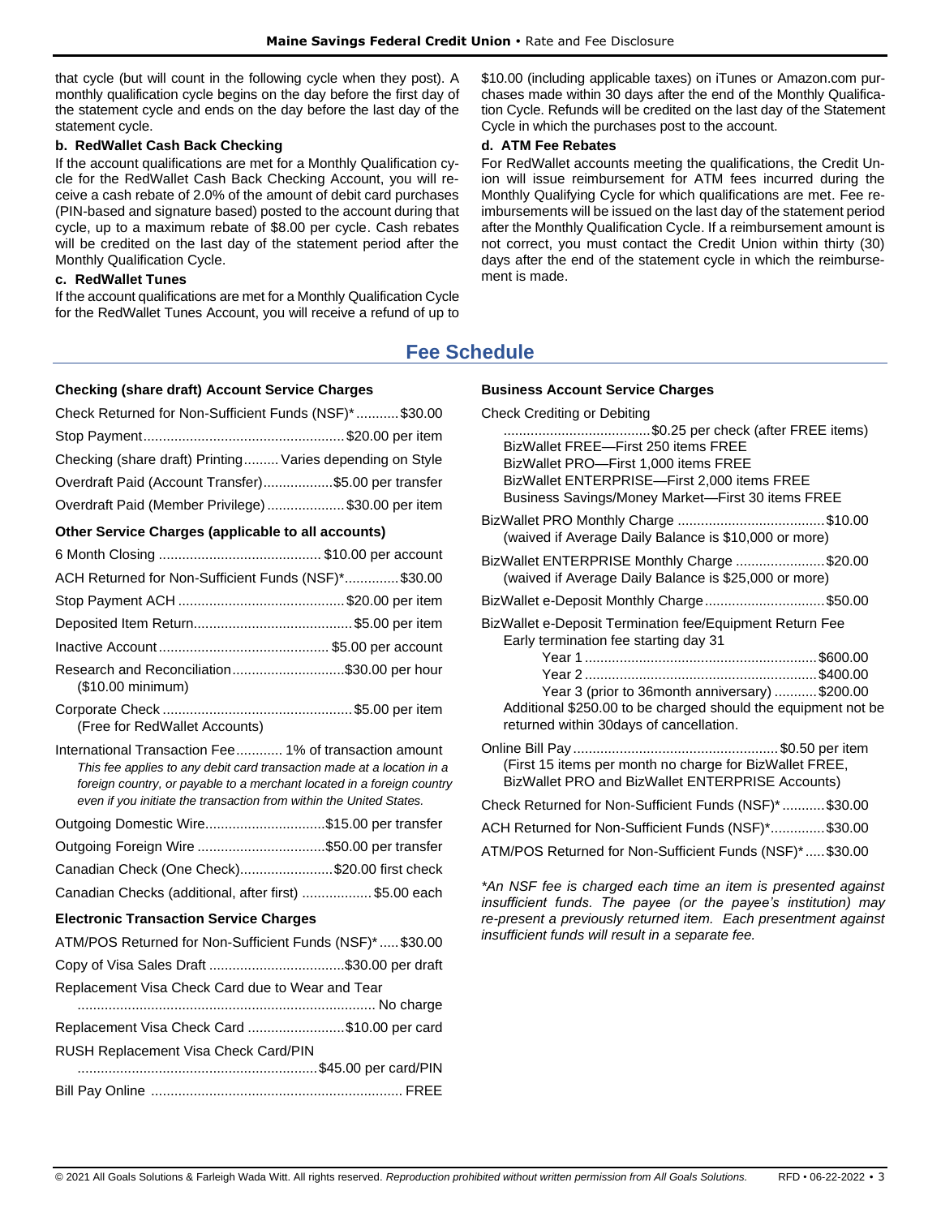that cycle (but will count in the following cycle when they post). A monthly qualification cycle begins on the day before the first day of the statement cycle and ends on the day before the last day of the statement cycle.

**b. RedWallet Cash Back Checking**

If the account qualifications are met for a Monthly Qualification cycle for the RedWallet Cash Back Checking Account, you will receive a cash rebate of 2.0% of the amount of debit card purchases (PIN-based and signature based) posted to the account during that cycle, up to a maximum rebate of $8.00 per cycle. Cash rebates will be credited on the last day of the statement period after the Monthly Qualification Cycle.

**c. RedWallet Tunes**

If the account qualifications are met for a Monthly Qualification Cycle for the RedWallet Tunes Account, you will receive a refund of up to $10.00 (including applicable taxes) on iTunes or Amazon.com purchases made within 30 days after the end of the Monthly Qualification Cycle. Refunds will be credited on the last day of the Statement Cycle in which the purchases post to the account.

**d. ATM Fee Rebates**

For RedWallet accounts meeting the qualifications, the Credit Union will issue reimbursement for ATM fees incurred during the Monthly Qualifying Cycle for which qualifications are met. Fee reimbursements will be issued on the last day of the statement period after the Monthly Qualification Cycle. If a reimbursement amount is not correct, you must contact the Credit Union within thirty (30) days after the end of the statement cycle in which the reimbursement is made.

## Fee Schedule

**Checking (share draft) Account Service Charges**

| | |
|---|---|
| Check Returned for Non-Sufficient Funds (NSF)* | $30.00 |
| Stop Payment | $20.00 per item |
| Checking (share draft) Printing | Varies depending on Style |
| Overdraft Paid (Account Transfer) | $5.00 per transfer |
| Overdraft Paid (Member Privilege) | $30.00 per item |

**Other Service Charges (applicable to all accounts)**

| | |
|---|---|
| 6 Month Closing | $10.00 per account |
| ACH Returned for Non-Sufficient Funds (NSF)* | $30.00 |
| Stop Payment ACH | $20.00 per item |
| Deposited Item Return | $5.00 per item |
| Inactive Account | $5.00 per account |
| Research and Reconciliation ($10.00 minimum) | $30.00 per hour |
| Corporate Check (Free for RedWallet Accounts) | $5.00 per item |
| International Transaction Fee | 1% of transaction amount |
| Outgoing Domestic Wire | $15.00 per transfer |
| Outgoing Foreign Wire | $50.00 per transfer |
| Canadian Check (One Check) | $20.00 first check |
| Canadian Checks (additional, after first) | $5.00 each |

*This fee applies to any debit card transaction made at a location in a foreign country, or payable to a merchant located in a foreign country even if you initiate the transaction from within the United States.* (International Transaction Fee)

**Electronic Transaction Service Charges**

| | |
|---|---|
| ATM/POS Returned for Non-Sufficient Funds (NSF)* | $30.00 |
| Copy of Visa Sales Draft | $30.00 per draft |
| Replacement Visa Check Card due to Wear and Tear | No charge |
| Replacement Visa Check Card | $10.00 per card |
| RUSH Replacement Visa Check Card/PIN | $45.00 per card/PIN |
| Bill Pay Online | FREE |

**Business Account Service Charges**

Check Crediting or Debiting ......$0.25 per check (after FREE items)
- BizWallet FREE—First 250 items FREE
- BizWallet PRO—First 1,000 items FREE
- BizWallet ENTERPRISE—First 2,000 items FREE
- Business Savings/Money Market—First 30 items FREE

| | |
|---|---|
| BizWallet PRO Monthly Charge (waived if Average Daily Balance is $10,000 or more) | $10.00 |
| BizWallet ENTERPRISE Monthly Charge (waived if Average Daily Balance is $25,000 or more) | $20.00 |
| BizWallet e-Deposit Monthly Charge | $50.00 |

BizWallet e-Deposit Termination fee/Equipment Return Fee
Early termination fee starting day 31

| | |
|---|---|
| Year 1 | $600.00 |
| Year 2 | $400.00 |
| Year 3 (prior to 36month anniversary) | $200.00 |

Additional $250.00 to be charged should the equipment not be returned within 30days of cancellation.

| | |
|---|---|
| Online Bill Pay (First 15 items per month no charge for BizWallet FREE, BizWallet PRO and BizWallet ENTERPRISE Accounts) | $0.50 per item |
| Check Returned for Non-Sufficient Funds (NSF)* | $30.00 |
| ACH Returned for Non-Sufficient Funds (NSF)* | $30.00 |
| ATM/POS Returned for Non-Sufficient Funds (NSF)* | $30.00 |

*\*An NSF fee is charged each time an item is presented against insufficient funds. The payee (or the payee's institution) may re-present a previously returned item. Each presentment against insufficient funds will result in a separate fee.*